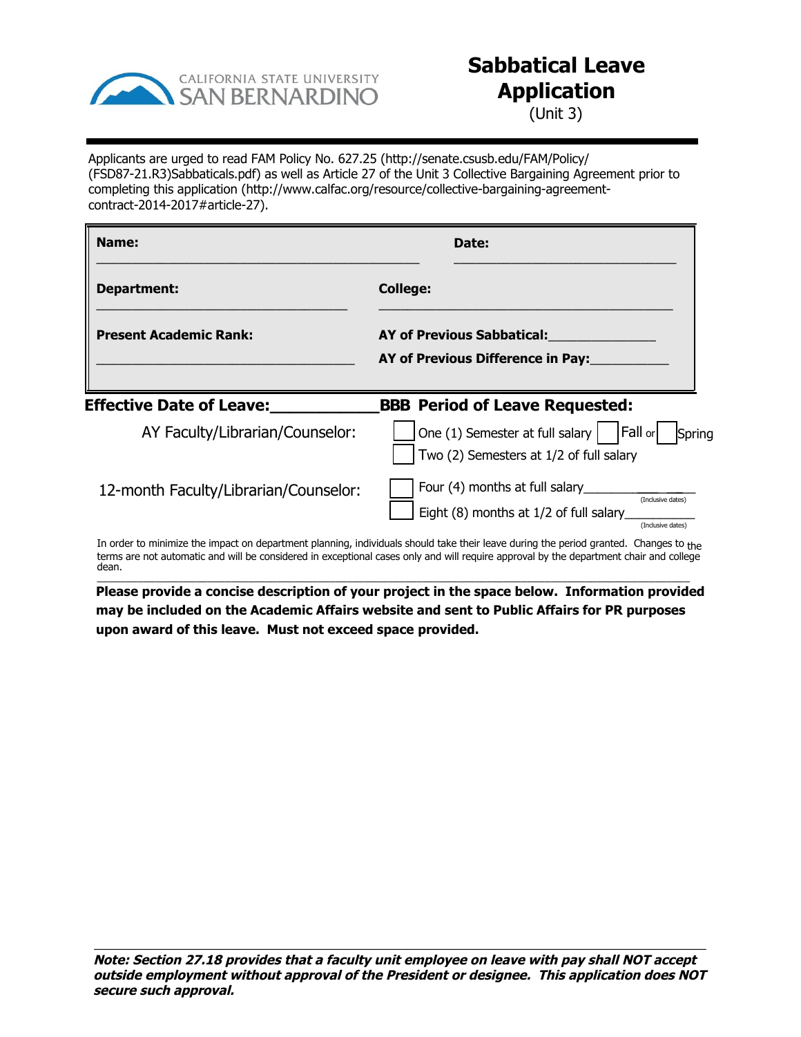CALIFORNIA STATE UNIVERSITY SAN BERNARDINO

# Sabbatical Leave Application

(Unit 3)

Applicants are urged to read FAM Policy No. 627.25 (http://senate.csusb.edu/FAM/Policy/(FSD87-21.R3)Sabbaticals.pdf) as well as Article 27 of the Unit 3 Collective Bargaining Agreement prior to completing this application (http://www.calfac.org/resource/collective-bargaining-agreement-contract-2014-2017#article-27).

**Name:** ______________________________ **Date:** ______________________________

**Department:** ______________________________ **College:** ______________________________

**Present Academic Rank:** ______________________________

**AY of Previous Sabbatical:** ______________

**AY of Previous Difference in Pay:** ______________

**Effective Date of Leave:** ____________BBB **Period of Leave Requested:**

AY Faculty/Librarian/Counselor:

- ☐ One (1) Semester at full salary ☐ Fall or ☐ Spring
- ☐ Two (2) Semesters at 1/2 of full salary

12-month Faculty/Librarian/Counselor:

- ☐ Four (4) months at full salary______________ (Inclusive dates)
- ☐ Eight (8) months at 1/2 of full salary__________ (Inclusive dates)

In order to minimize the impact on department planning, individuals should take their leave during the period granted. Changes to the terms are not automatic and will be considered in exceptional cases only and will require approval by the department chair and college dean.

**Please provide a concise description of your project in the space below. Information provided may be included on the Academic Affairs website and sent to Public Affairs for PR purposes upon award of this leave. Must not exceed space provided.**

***Note: Section 27.18 provides that a faculty unit employee on leave with pay shall NOT accept outside employment without approval of the President or designee. This application does NOT secure such approval.***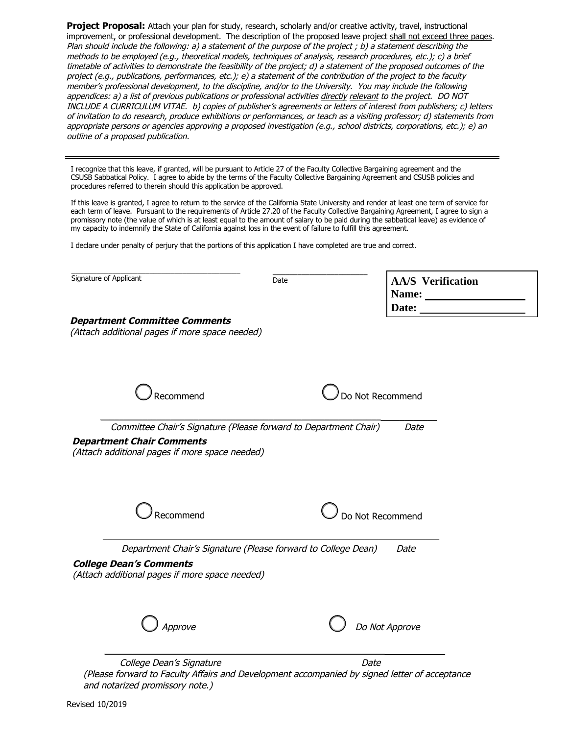**Project Proposal:** Attach your plan for study, research, scholarly and/or creative activity, travel, instructional improvement, or professional development. The description of the proposed leave project shall not exceed three pages. *Plan should include the following: a) a statement of the purpose of the project ; b) a statement describing the methods to be employed (e.g., theoretical models, techniques of analysis, research procedures, etc.); c) a brief timetable of activities to demonstrate the feasibility of the project; d) a statement of the proposed outcomes of the project (e.g., publications, performances, etc.); e) a statement of the contribution of the project to the faculty member's professional development, to the discipline, and/or to the University. You may include the following appendices: a) a list of previous publications or professional activities directly relevant to the project. DO NOT INCLUDE A CURRICULUM VITAE. b) copies of publisher's agreements or letters of interest from publishers; c) letters of invitation to do research, produce exhibitions or performances, or teach as a visiting professor; d) statements from appropriate persons or agencies approving a proposed investigation (e.g., school districts, corporations, etc.); e) an outline of a proposed publication.*

---

I recognize that this leave, if granted, will be pursuant to Article 27 of the Faculty Collective Bargaining agreement and the CSUSB Sabbatical Policy. I agree to abide by the terms of the Faculty Collective Bargaining Agreement and CSUSB policies and procedures referred to therein should this application be approved.

If this leave is granted, I agree to return to the service of the California State University and render at least one term of service for each term of leave. Pursuant to the requirements of Article 27.20 of the Faculty Collective Bargaining Agreement, I agree to sign a promissory note (the value of which is at least equal to the amount of salary to be paid during the sabbatical leave) as evidence of my capacity to indemnify the State of California against loss in the event of failure to fulfill this agreement.

I declare under penalty of perjury that the portions of this application I have completed are true and correct.

\_\_\_\_\_\_\_\_\_\_\_\_\_\_\_\_\_\_\_\_\_\_\_\_\_\_\_\_\_\_\_\_\_\_\_\_ \_\_\_\_\_\_\_\_\_\_\_\_\_\_\_\_\_\_\_\_

Signature of Applicant Date

**AA/S Verification**
**Name:** \_\_\_\_\_\_\_\_\_\_\_\_\_\_\_\_
**Date:** \_\_\_\_\_\_\_\_\_\_\_\_\_\_\_\_

***Department Committee Comments***
*(Attach additional pages if more space needed)*

◯ Recommend ◯ Do Not Recommend

\_\_\_\_\_\_\_\_\_\_\_\_\_\_\_\_\_\_\_\_\_\_\_\_\_\_\_\_\_\_\_\_\_\_\_\_\_\_\_\_\_\_\_\_\_\_\_\_\_\_\_\_

*Committee Chair's Signature (Please forward to Department Chair) Date*

***Department Chair Comments***
*(Attach additional pages if more space needed)*

◯ Recommend ◯ Do Not Recommend

\_\_\_\_\_\_\_\_\_\_\_\_\_\_\_\_\_\_\_\_\_\_\_\_\_\_\_\_\_\_\_\_\_\_\_\_\_\_\_\_\_\_\_\_\_\_\_\_\_\_\_\_

*Department Chair's Signature (Please forward to College Dean) Date*

***College Dean's Comments***
*(Attach additional pages if more space needed)*

◯ *Approve* ◯ *Do Not Approve*

\_\_\_\_\_\_\_\_\_\_\_\_\_\_\_\_\_\_\_\_\_\_\_\_\_\_\_\_\_\_\_\_\_\_\_\_\_\_\_\_\_\_\_\_\_\_\_\_\_\_\_\_

*College Dean's Signature Date*
*(Please forward to Faculty Affairs and Development accompanied by signed letter of acceptance and notarized promissory note.)*

Revised 10/2019